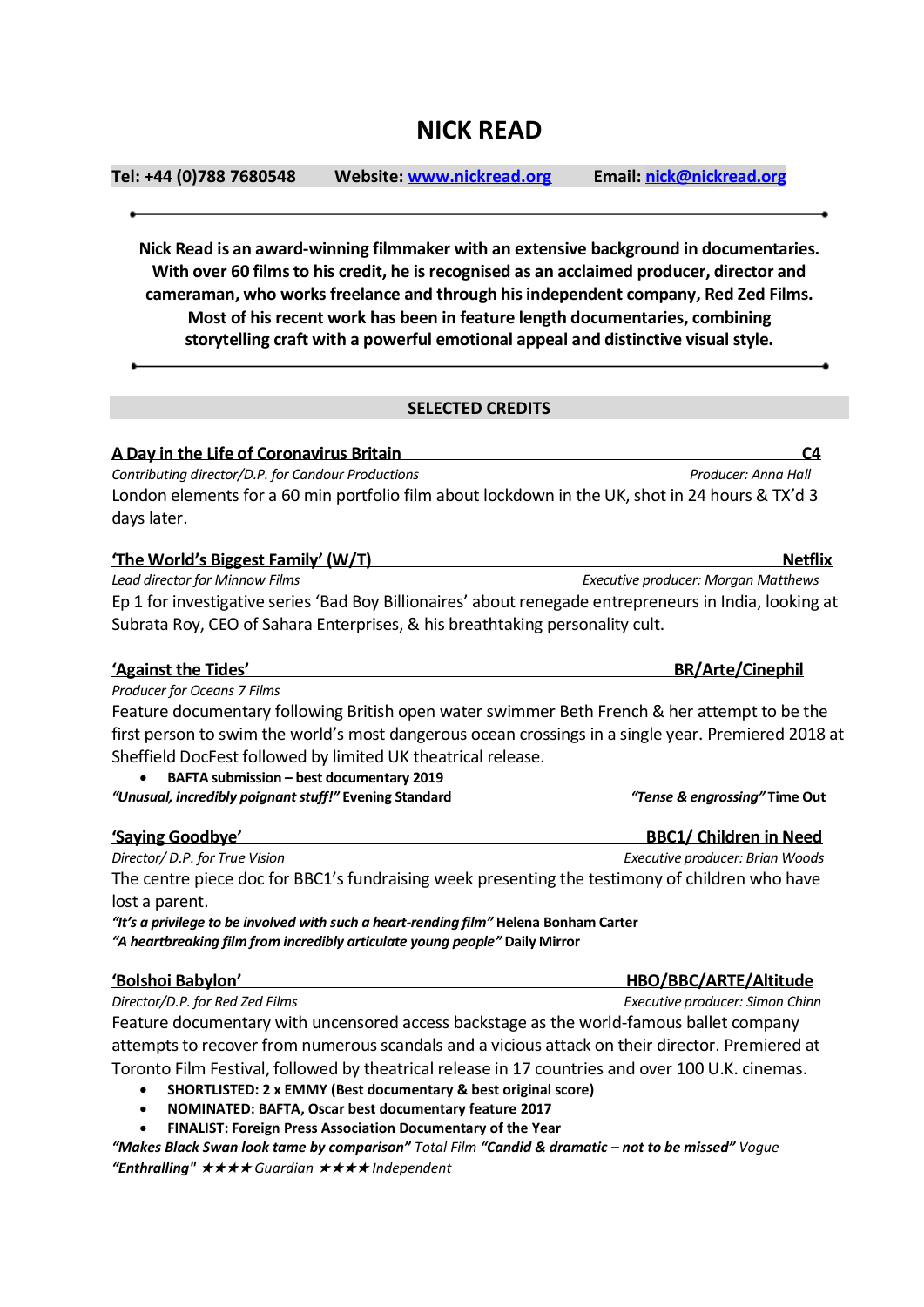# NICK READ

**Tel: +44 (0)788 7680548** **Website: [www.nickread.org](http://www.nickread.org)** **Email: [nick@nickread.org](mailto:nick@nickread.org)**

---

**Nick Read is an award-winning filmmaker with an extensive background in documentaries. With over 60 films to his credit, he is recognised as an acclaimed producer, director and cameraman, who works freelance and through his independent company, Red Zed Films. Most of his recent work has been in feature length documentaries, combining storytelling craft with a powerful emotional appeal and distinctive visual style.**

---

## SELECTED CREDITS

### A Day in the Life of Coronavirus Britain — C4

*Contributing director/D.P. for Candour Productions* — *Producer: Anna Hall*

London elements for a 60 min portfolio film about lockdown in the UK, shot in 24 hours & TX'd 3 days later.

### 'The World's Biggest Family' (W/T) — Netflix

*Lead director for Minnow Films* — *Executive producer: Morgan Matthews*

Ep 1 for investigative series 'Bad Boy Billionaires' about renegade entrepreneurs in India, looking at Subrata Roy, CEO of Sahara Enterprises, & his breathtaking personality cult.

### 'Against the Tides' — BR/Arte/Cinephil

*Producer for Oceans 7 Films*

Feature documentary following British open water swimmer Beth French & her attempt to be the first person to swim the world's most dangerous ocean crossings in a single year. Premiered 2018 at Sheffield DocFest followed by limited UK theatrical release.

- **BAFTA submission – best documentary 2019**

***"Unusual, incredibly poignant stuff!"* Evening Standard** ***"Tense & engrossing"* Time Out**

### 'Saying Goodbye' — BBC1/ Children in Need

*Director/ D.P. for True Vision* — *Executive producer: Brian Woods*

The centre piece doc for BBC1's fundraising week presenting the testimony of children who have lost a parent.

***"It's a privilege to be involved with such a heart-rending film"* Helena Bonham Carter**
***"A heartbreaking film from incredibly articulate young people"* Daily Mirror**

### 'Bolshoi Babylon' — HBO/BBC/ARTE/Altitude

*Director/D.P. for Red Zed Films* — *Executive producer: Simon Chinn*

Feature documentary with uncensored access backstage as the world-famous ballet company attempts to recover from numerous scandals and a vicious attack on their director. Premiered at Toronto Film Festival, followed by theatrical release in 17 countries and over 100 U.K. cinemas.

- **SHORTLISTED: 2 x EMMY (Best documentary & best original score)**
- **NOMINATED: BAFTA, Oscar best documentary feature 2017**
- **FINALIST: Foreign Press Association Documentary of the Year**

***"Makes Black Swan look tame by comparison"*** *Total Film* ***"Candid & dramatic – not to be missed"*** *Vogue*
***"Enthralling"* ★★★★** *Guardian* **★★★★** *Independent*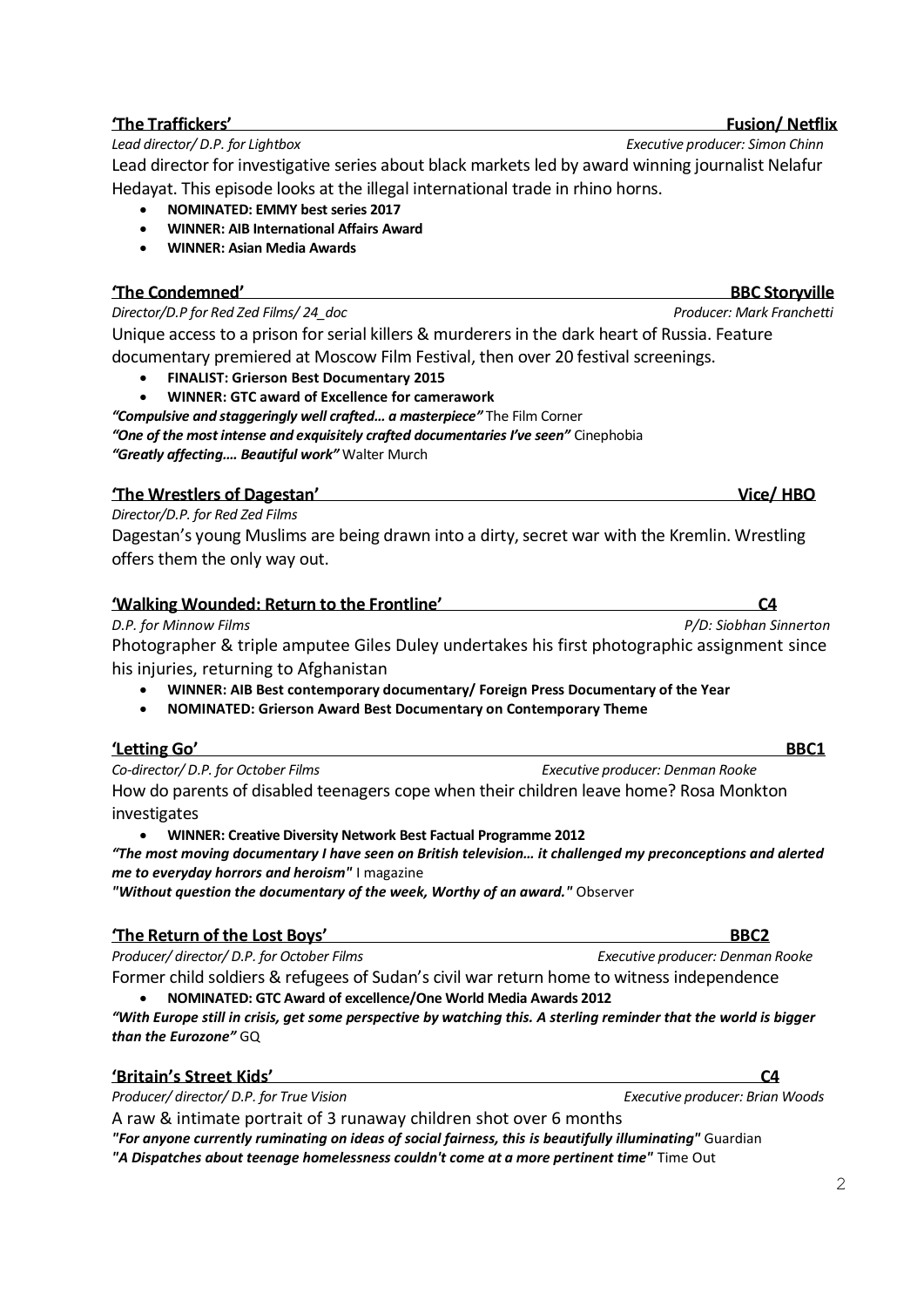**'The Traffickers'** — **Fusion/ Netflix**

*Lead director/ D.P. for Lightbox* — *Executive producer: Simon Chinn*

Lead director for investigative series about black markets led by award winning journalist Nelafur Hedayat. This episode looks at the illegal international trade in rhino horns.

- **NOMINATED: EMMY best series 2017**
- **WINNER: AIB International Affairs Award**
- **WINNER: Asian Media Awards**

**'The Condemned'** — **BBC Storyville**

*Director/D.P for Red Zed Films/ 24_doc* — *Producer: Mark Franchetti*

Unique access to a prison for serial killers & murderers in the dark heart of Russia. Feature documentary premiered at Moscow Film Festival, then over 20 festival screenings.

- **FINALIST: Grierson Best Documentary 2015**
- **WINNER: GTC award of Excellence for camerawork**

***"Compulsive and staggeringly well crafted… a masterpiece"*** The Film Corner
***"One of the most intense and exquisitely crafted documentaries I've seen"*** Cinephobia
***"Greatly affecting…. Beautiful work"*** Walter Murch

**'The Wrestlers of Dagestan'** — **Vice/ HBO**

*Director/D.P. for Red Zed Films*

Dagestan's young Muslims are being drawn into a dirty, secret war with the Kremlin. Wrestling offers them the only way out.

**'Walking Wounded: Return to the Frontline'** — **C4**

*D.P. for Minnow Films* — *P/D: Siobhan Sinnerton*

Photographer & triple amputee Giles Duley undertakes his first photographic assignment since his injuries, returning to Afghanistan

- **WINNER: AIB Best contemporary documentary/ Foreign Press Documentary of the Year**
- **NOMINATED: Grierson Award Best Documentary on Contemporary Theme**

**'Letting Go'** — **BBC1**

*Co-director/ D.P. for October Films* — *Executive producer: Denman Rooke*

How do parents of disabled teenagers cope when their children leave home? Rosa Monkton investigates

- **WINNER: Creative Diversity Network Best Factual Programme 2012**

***"The most moving documentary I have seen on British television… it challenged my preconceptions and alerted me to everyday horrors and heroism"*** I magazine
***"Without question the documentary of the week, Worthy of an award."*** Observer

**'The Return of the Lost Boys'** — **BBC2**

*Producer/ director/ D.P. for October Films* — *Executive producer: Denman Rooke*

Former child soldiers & refugees of Sudan's civil war return home to witness independence

- **NOMINATED: GTC Award of excellence/One World Media Awards 2012**

***"With Europe still in crisis, get some perspective by watching this. A sterling reminder that the world is bigger than the Eurozone"*** GQ

**'Britain's Street Kids'** — **C4**

*Producer/ director/ D.P. for True Vision* — *Executive producer: Brian Woods*

A raw & intimate portrait of 3 runaway children shot over 6 months

***"For anyone currently ruminating on ideas of social fairness, this is beautifully illuminating"*** Guardian
***"A Dispatches about teenage homelessness couldn't come at a more pertinent time"*** Time Out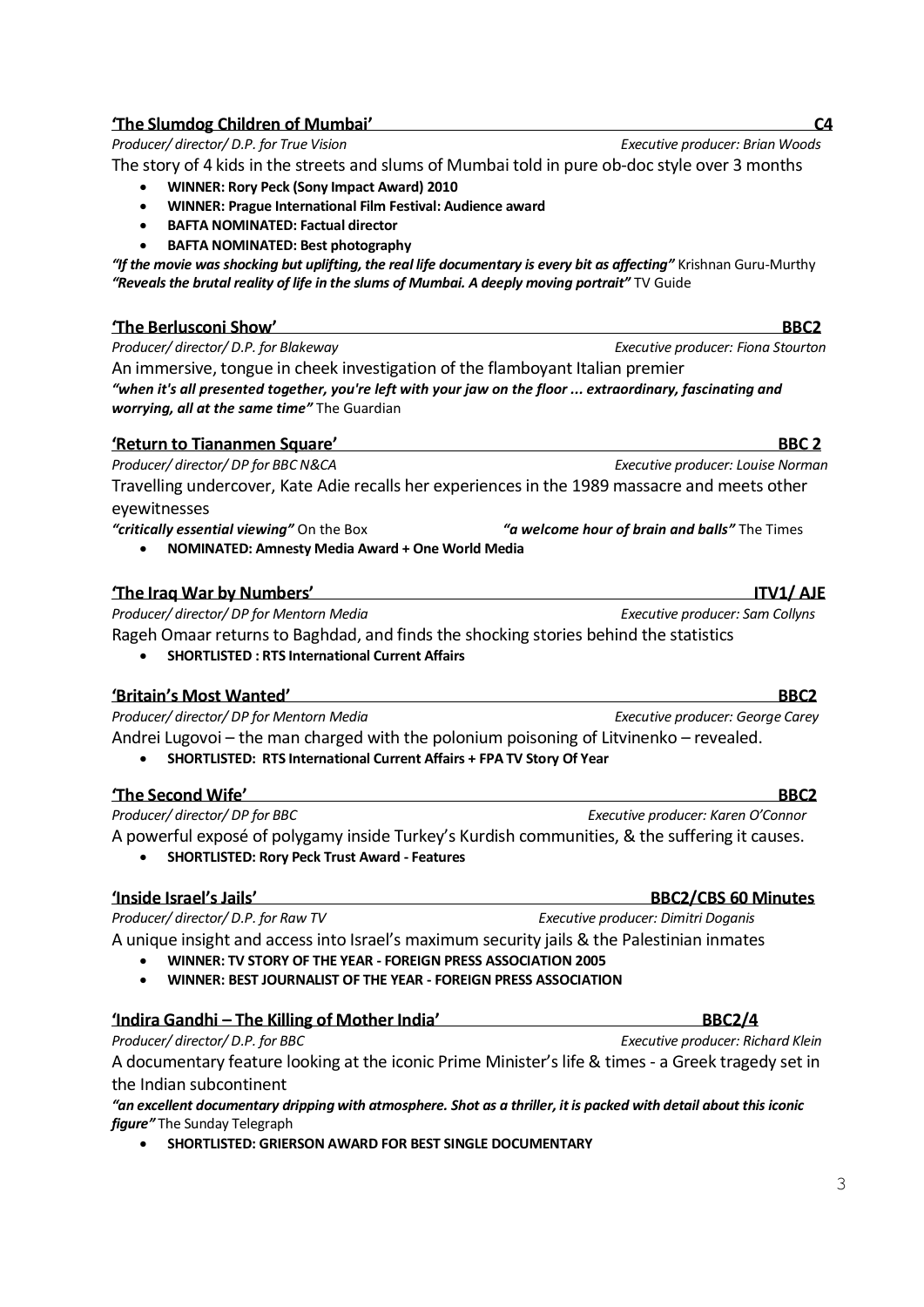### 'The Slumdog Children of Mumbai' — C4

*Producer/ director/ D.P. for True Vision* — *Executive producer: Brian Woods*

The story of 4 kids in the streets and slums of Mumbai told in pure ob-doc style over 3 months

- **WINNER: Rory Peck (Sony Impact Award) 2010**
- **WINNER: Prague International Film Festival: Audience award**
- **BAFTA NOMINATED: Factual director**
- **BAFTA NOMINATED: Best photography**

***"If the movie was shocking but uplifting, the real life documentary is every bit as affecting"*** Krishnan Guru-Murthy
***"Reveals the brutal reality of life in the slums of Mumbai. A deeply moving portrait"*** TV Guide

### 'The Berlusconi Show' — BBC2

*Producer/ director/ D.P. for Blakeway* — *Executive producer: Fiona Stourton*

An immersive, tongue in cheek investigation of the flamboyant Italian premier

***"when it's all presented together, you're left with your jaw on the floor ... extraordinary, fascinating and worrying, all at the same time"*** The Guardian

### 'Return to Tiananmen Square' — BBC 2

*Producer/ director/ DP for BBC N&CA* — *Executive producer: Louise Norman*

Travelling undercover, Kate Adie recalls her experiences in the 1989 massacre and meets other eyewitnesses

***"critically essential viewing"*** On the Box ***"a welcome hour of brain and balls"*** The Times

- **NOMINATED: Amnesty Media Award + One World Media**

### 'The Iraq War by Numbers' — ITV1/ AJE

*Producer/ director/ DP for Mentorn Media* — *Executive producer: Sam Collyns*

Rageh Omaar returns to Baghdad, and finds the shocking stories behind the statistics

- **SHORTLISTED : RTS International Current Affairs**

### 'Britain's Most Wanted' — BBC2

*Producer/ director/ DP for Mentorn Media* — *Executive producer: George Carey*

Andrei Lugovoi – the man charged with the polonium poisoning of Litvinenko – revealed.

- **SHORTLISTED: RTS International Current Affairs + FPA TV Story Of Year**

### 'The Second Wife' — BBC2

*Producer/ director/ DP for BBC* — *Executive producer: Karen O'Connor*

A powerful exposé of polygamy inside Turkey's Kurdish communities, & the suffering it causes.

- **SHORTLISTED: Rory Peck Trust Award - Features**

### 'Inside Israel's Jails' — BBC2/CBS 60 Minutes

*Producer/ director/ D.P. for Raw TV* — *Executive producer: Dimitri Doganis*

A unique insight and access into Israel's maximum security jails & the Palestinian inmates

- **WINNER: TV STORY OF THE YEAR - FOREIGN PRESS ASSOCIATION 2005**
- **WINNER: BEST JOURNALIST OF THE YEAR - FOREIGN PRESS ASSOCIATION**

### 'Indira Gandhi – The Killing of Mother India' — BBC2/4

*Producer/ director/ D.P. for BBC* — *Executive producer: Richard Klein*

A documentary feature looking at the iconic Prime Minister's life & times - a Greek tragedy set in the Indian subcontinent

***"an excellent documentary dripping with atmosphere. Shot as a thriller, it is packed with detail about this iconic figure"*** The Sunday Telegraph

- **SHORTLISTED: GRIERSON AWARD FOR BEST SINGLE DOCUMENTARY**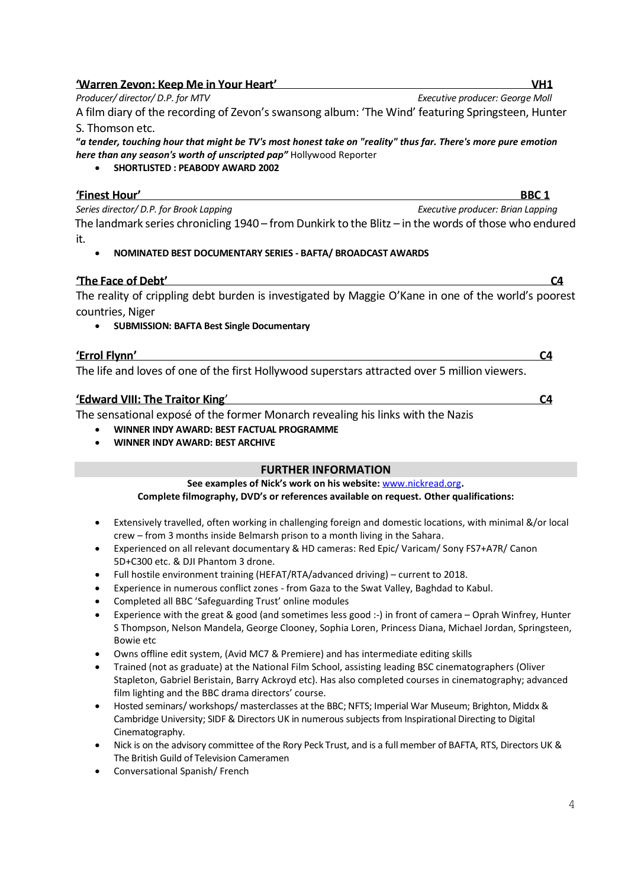**'Warren Zevon: Keep Me in Your Heart'** **VH1**

*Producer/ director/ D.P. for MTV* *Executive producer: George Moll*

A film diary of the recording of Zevon's swansong album: 'The Wind' featuring Springsteen, Hunter S. Thomson etc.

**"*a tender, touching hour that might be TV's most honest take on "reality" thus far. There's more pure emotion here than any season's worth of unscripted pap"*** Hollywood Reporter

- **SHORTLISTED : PEABODY AWARD 2002**

**'Finest Hour'** **BBC 1**

*Series director/ D.P. for Brook Lapping* *Executive producer: Brian Lapping*

The landmark series chronicling 1940 – from Dunkirk to the Blitz – in the words of those who endured it.

- **NOMINATED BEST DOCUMENTARY SERIES - BAFTA/ BROADCAST AWARDS**

**'The Face of Debt'** **C4**

The reality of crippling debt burden is investigated by Maggie O'Kane in one of the world's poorest countries, Niger

- **SUBMISSION: BAFTA Best Single Documentary**

**'Errol Flynn'** **C4**

The life and loves of one of the first Hollywood superstars attracted over 5 million viewers.

**'Edward VIII: The Traitor King'** **C4**

The sensational exposé of the former Monarch revealing his links with the Nazis

- **WINNER INDY AWARD: BEST FACTUAL PROGRAMME**
- **WINNER INDY AWARD: BEST ARCHIVE**

## FURTHER INFORMATION

**See examples of Nick's work on his website: www.nickread.org.**

**Complete filmography, DVD's or references available on request. Other qualifications:**

- Extensively travelled, often working in challenging foreign and domestic locations, with minimal &/or local crew – from 3 months inside Belmarsh prison to a month living in the Sahara.
- Experienced on all relevant documentary & HD cameras: Red Epic/ Varicam/ Sony FS7+A7R/ Canon 5D+C300 etc. & DJI Phantom 3 drone.
- Full hostile environment training (HEFAT/RTA/advanced driving) – current to 2018.
- Experience in numerous conflict zones - from Gaza to the Swat Valley, Baghdad to Kabul.
- Completed all BBC 'Safeguarding Trust' online modules
- Experience with the great & good (and sometimes less good :-) in front of camera – Oprah Winfrey, Hunter S Thompson, Nelson Mandela, George Clooney, Sophia Loren, Princess Diana, Michael Jordan, Springsteen, Bowie etc
- Owns offline edit system, (Avid MC7 & Premiere) and has intermediate editing skills
- Trained (not as graduate) at the National Film School, assisting leading BSC cinematographers (Oliver Stapleton, Gabriel Beristain, Barry Ackroyd etc). Has also completed courses in cinematography; advanced film lighting and the BBC drama directors' course.
- Hosted seminars/ workshops/ masterclasses at the BBC; NFTS; Imperial War Museum; Brighton, Middx & Cambridge University; SIDF & Directors UK in numerous subjects from Inspirational Directing to Digital Cinematography.
- Nick is on the advisory committee of the Rory Peck Trust, and is a full member of BAFTA, RTS, Directors UK & The British Guild of Television Cameramen
- Conversational Spanish/ French